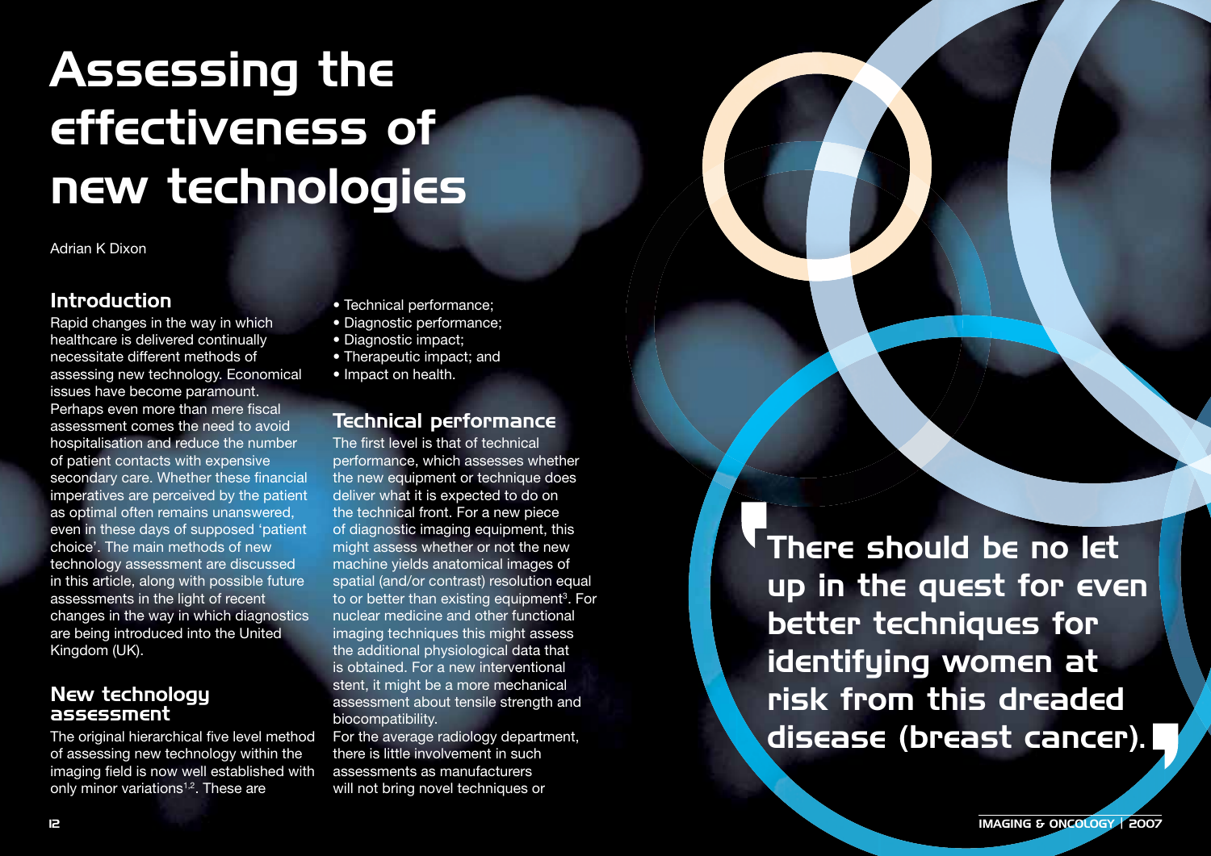# Assessing the effectiveness of new technologies

Adrian K Dixon

## Introduction

Rapid changes in the way in which healthcare is delivered continually necessitate different methods of assessing new technology. Economical issues have become paramount. Perhaps even more than mere fiscal assessment comes the need to avoid hospitalisation and reduce the number of patient contacts with expensive secondary care. Whether these financial imperatives are perceived by the patient as optimal often remains unanswered, even in these days of supposed 'patient choice'. The main methods of new technology assessment are discussed in this article, along with possible future assessments in the light of recent changes in the way in which diagnostics are being introduced into the United Kingdom (UK).

## New technology assessment

The original hierarchical five level method of assessing new technology within the imaging field is now well established with only minor variations[1,2]. These are

- Technical performance;
- Diagnostic performance;
- Diagnostic impact;
- Therapeutic impact; and
- Impact on health.

## Technical performance

The first level is that of technical performance, which assesses whether the new equipment or technique does deliver what it is expected to do on the technical front. For a new piece of diagnostic imaging equipment, this might assess whether or not the new machine yields anatomical images of spatial (and/or contrast) resolution equal to or better than existing equipment[3]. For nuclear medicine and other functional imaging techniques this might assess the additional physiological data that is obtained. For a new interventional stent, it might be a more mechanical assessment about tensile strength and biocompatibility.

For the average radiology department, there is little involvement in such assessments as manufacturers will not bring novel techniques or

> There should be no let up in the quest for even better techniques for identifying women at risk from this dreaded disease (breast cancer).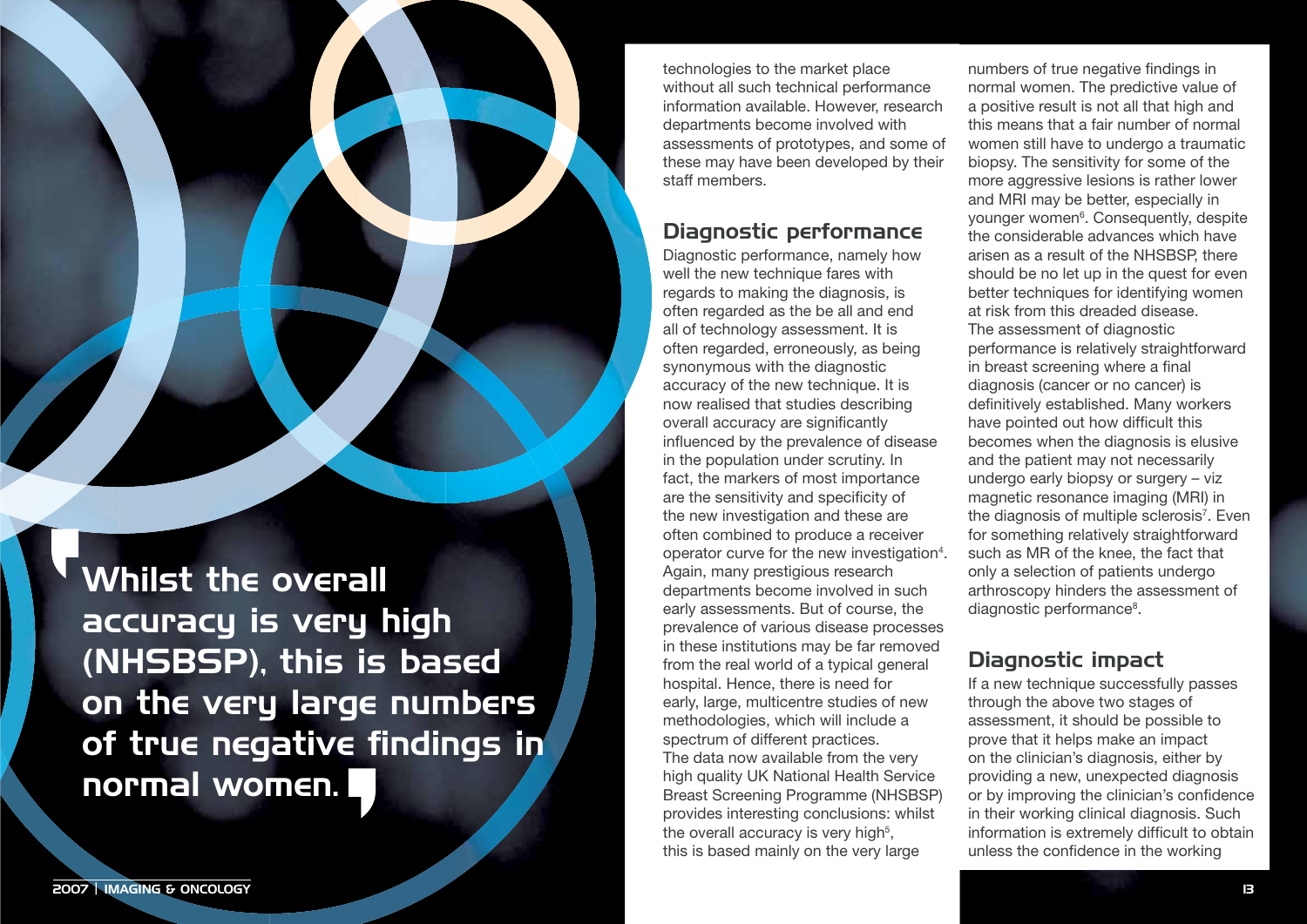> Whilst the overall accuracy is very high (NHSBSP), this is based on the very large numbers of true negative findings in normal women.

technologies to the market place without all such technical performance information available. However, research departments become involved with assessments of prototypes, and some of these may have been developed by their staff members.

## Diagnostic performance

Diagnostic performance, namely how well the new technique fares with regards to making the diagnosis, is often regarded as the be all and end all of technology assessment. It is often regarded, erroneously, as being synonymous with the diagnostic accuracy of the new technique. It is now realised that studies describing overall accuracy are significantly influenced by the prevalence of disease in the population under scrutiny. In fact, the markers of most importance are the sensitivity and specificity of the new investigation and these are often combined to produce a receiver operator curve for the new investigation[4]. Again, many prestigious research departments become involved in such early assessments. But of course, the prevalence of various disease processes in these institutions may be far removed from the real world of a typical general hospital. Hence, there is need for early, large, multicentre studies of new methodologies, which will include a spectrum of different practices.

The data now available from the very high quality UK National Health Service Breast Screening Programme (NHSBSP) provides interesting conclusions: whilst the overall accuracy is very high[5], this is based mainly on the very large numbers of true negative findings in normal women. The predictive value of a positive result is not all that high and this means that a fair number of normal women still have to undergo a traumatic biopsy. The sensitivity for some of the more aggressive lesions is rather lower and MRI may be better, especially in younger women[6]. Consequently, despite the considerable advances which have arisen as a result of the NHSBSP, there should be no let up in the quest for even better techniques for identifying women at risk from this dreaded disease.

The assessment of diagnostic performance is relatively straightforward in breast screening where a final diagnosis (cancer or no cancer) is definitively established. Many workers have pointed out how difficult this becomes when the diagnosis is elusive and the patient may not necessarily undergo early biopsy or surgery – viz magnetic resonance imaging (MRI) in the diagnosis of multiple sclerosis[7]. Even for something relatively straightforward such as MR of the knee, the fact that only a selection of patients undergo arthroscopy hinders the assessment of diagnostic performance[8].

## Diagnostic impact

If a new technique successfully passes through the above two stages of assessment, it should be possible to prove that it helps make an impact on the clinician's diagnosis, either by providing a new, unexpected diagnosis or by improving the clinician's confidence in their working clinical diagnosis. Such information is extremely difficult to obtain unless the confidence in the working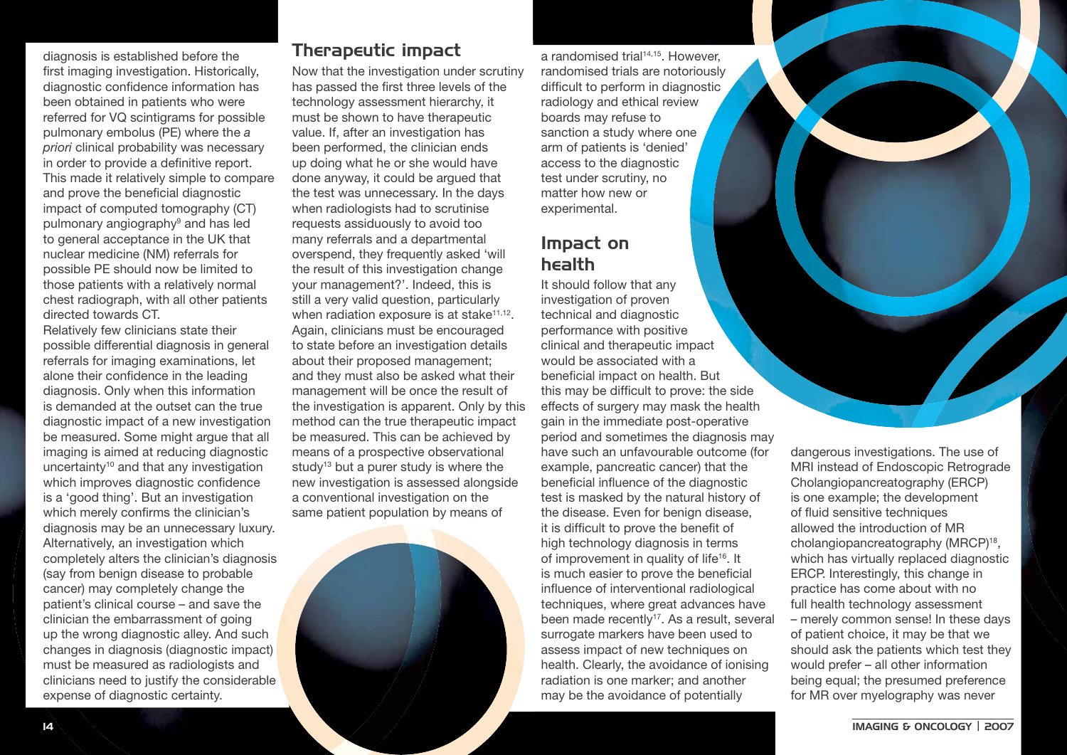diagnosis is established before the first imaging investigation. Historically, diagnostic confidence information has been obtained in patients who were referred for VQ scintigrams for possible pulmonary embolus (PE) where the *a priori* clinical probability was necessary in order to provide a definitive report. This made it relatively simple to compare and prove the beneficial diagnostic impact of computed tomography (CT) pulmonary angiography[9] and has led to general acceptance in the UK that nuclear medicine (NM) referrals for possible PE should now be limited to those patients with a relatively normal chest radiograph, with all other patients directed towards CT.

Relatively few clinicians state their possible differential diagnosis in general referrals for imaging examinations, let alone their confidence in the leading diagnosis. Only when this information is demanded at the outset can the true diagnostic impact of a new investigation be measured. Some might argue that all imaging is aimed at reducing diagnostic uncertainty[10] and that any investigation which improves diagnostic confidence is a 'good thing'. But an investigation which merely confirms the clinician's diagnosis may be an unnecessary luxury. Alternatively, an investigation which completely alters the clinician's diagnosis (say from benign disease to probable cancer) may completely change the patient's clinical course – and save the clinician the embarrassment of going up the wrong diagnostic alley. And such changes in diagnosis (diagnostic impact) must be measured as radiologists and clinicians need to justify the considerable expense of diagnostic certainty.

## Therapeutic impact

Now that the investigation under scrutiny has passed the first three levels of the technology assessment hierarchy, it must be shown to have therapeutic value. If, after an investigation has been performed, the clinician ends up doing what he or she would have done anyway, it could be argued that the test was unnecessary. In the days when radiologists had to scrutinise requests assiduously to avoid too many referrals and a departmental overspend, they frequently asked 'will the result of this investigation change your management?'. Indeed, this is still a very valid question, particularly when radiation exposure is at stake[11,12]. Again, clinicians must be encouraged to state before an investigation details about their proposed management; and they must also be asked what their management will be once the result of the investigation is apparent. Only by this method can the true therapeutic impact be measured. This can be achieved by means of a prospective observational study[13] but a purer study is where the new investigation is assessed alongside a conventional investigation on the same patient population by means of a randomised trial[14,15]. However, randomised trials are notoriously difficult to perform in diagnostic radiology and ethical review boards may refuse to sanction a study where one arm of patients is 'denied' access to the diagnostic test under scrutiny, no matter how new or experimental.

## Impact on health

It should follow that any investigation of proven technical and diagnostic performance with positive clinical and therapeutic impact would be associated with a beneficial impact on health. But this may be difficult to prove: the side effects of surgery may mask the health gain in the immediate post-operative period and sometimes the diagnosis may have such an unfavourable outcome (for example, pancreatic cancer) that the beneficial influence of the diagnostic test is masked by the natural history of the disease. Even for benign disease, it is difficult to prove the benefit of high technology diagnosis in terms of improvement in quality of life[16]. It is much easier to prove the beneficial influence of interventional radiological techniques, where great advances have been made recently[17]. As a result, several surrogate markers have been used to assess impact of new techniques on health. Clearly, the avoidance of ionising radiation is one marker; and another may be the avoidance of potentially dangerous investigations. The use of MRI instead of Endoscopic Retrograde Cholangiopancreatography (ERCP) is one example; the development of fluid sensitive techniques allowed the introduction of MR cholangiopancreatography (MRCP)[18], which has virtually replaced diagnostic ERCP. Interestingly, this change in practice has come about with no full health technology assessment – merely common sense! In these days of patient choice, it may be that we should ask the patients which test they would prefer – all other information being equal; the presumed preference for MR over myelography was never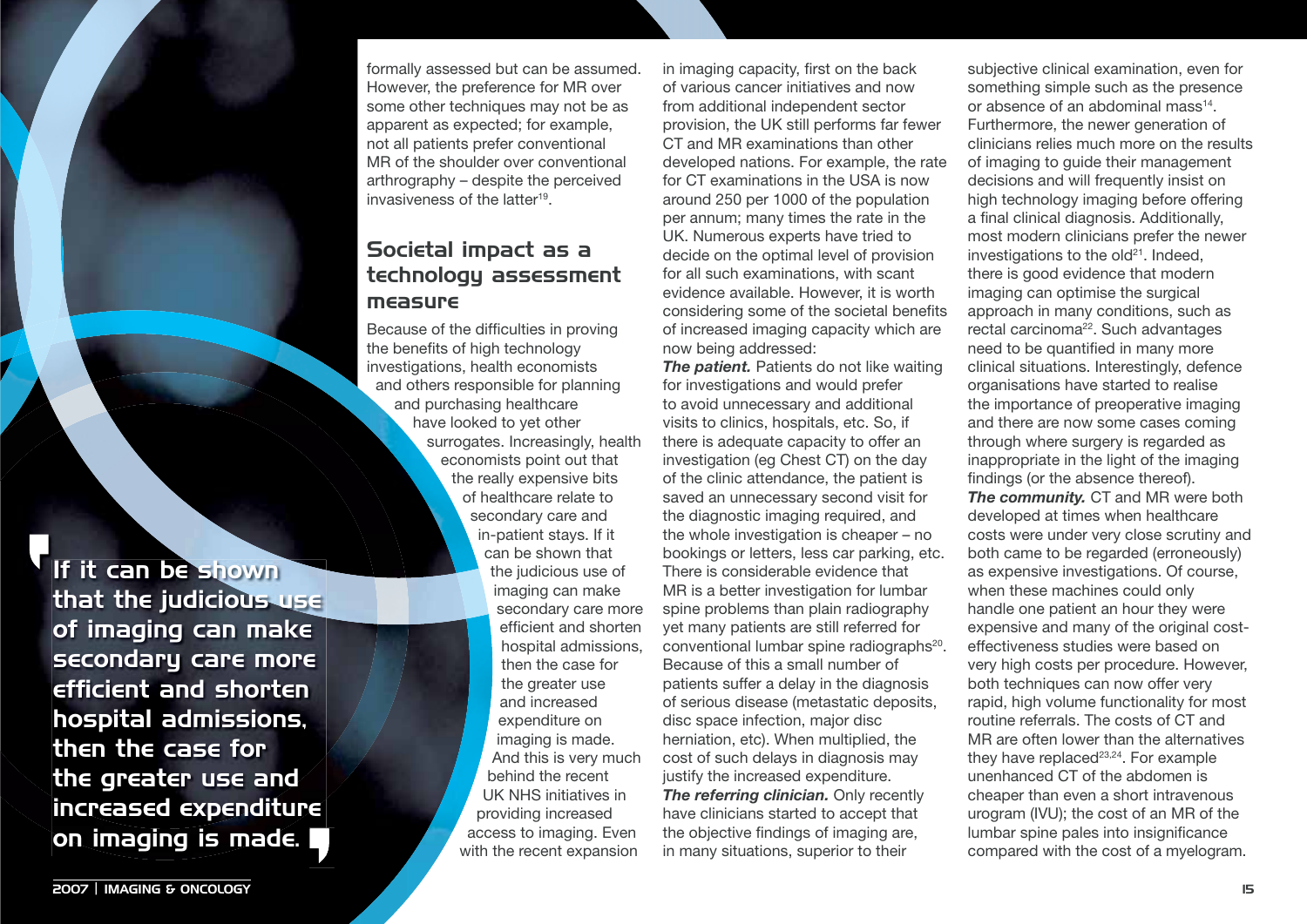formally assessed but can be assumed. However, the preference for MR over some other techniques may not be as apparent as expected; for example, not all patients prefer conventional MR of the shoulder over conventional arthrography – despite the perceived invasiveness of the latter[19].

## Societal impact as a technology assessment measure

Because of the difficulties in proving the benefits of high technology investigations, health economists and others responsible for planning and purchasing healthcare have looked to yet other surrogates. Increasingly, health economists point out that the really expensive bits of healthcare relate to secondary care and in-patient stays. If it can be shown that the judicious use of imaging can make secondary care more efficient and shorten hospital admissions, then the case for the greater use and increased expenditure on imaging is made. And this is very much behind the recent UK NHS initiatives in providing increased access to imaging. Even with the recent expansion in imaging capacity, first on the back of various cancer initiatives and now from additional independent sector provision, the UK still performs far fewer CT and MR examinations than other developed nations. For example, the rate for CT examinations in the USA is now around 250 per 1000 of the population per annum; many times the rate in the UK. Numerous experts have tried to decide on the optimal level of provision for all such examinations, with scant evidence available. However, it is worth considering some of the societal benefits of increased imaging capacity which are now being addressed:

***The patient.*** Patients do not like waiting for investigations and would prefer to avoid unnecessary and additional visits to clinics, hospitals, etc. So, if there is adequate capacity to offer an investigation (eg Chest CT) on the day of the clinic attendance, the patient is saved an unnecessary second visit for the diagnostic imaging required, and the whole investigation is cheaper – no bookings or letters, less car parking, etc. There is considerable evidence that MR is a better investigation for lumbar spine problems than plain radiography yet many patients are still referred for conventional lumbar spine radiographs[20]. Because of this a small number of patients suffer a delay in the diagnosis of serious disease (metastatic deposits, disc space infection, major disc herniation, etc). When multiplied, the cost of such delays in diagnosis may justify the increased expenditure.

***The referring clinician.*** Only recently have clinicians started to accept that the objective findings of imaging are, in many situations, superior to their subjective clinical examination, even for something simple such as the presence or absence of an abdominal mass[14]. Furthermore, the newer generation of clinicians relies much more on the results of imaging to guide their management decisions and will frequently insist on high technology imaging before offering a final clinical diagnosis. Additionally, most modern clinicians prefer the newer investigations to the old[21]. Indeed, there is good evidence that modern imaging can optimise the surgical approach in many conditions, such as rectal carcinoma[22]. Such advantages need to be quantified in many more clinical situations. Interestingly, defence organisations have started to realise the importance of preoperative imaging and there are now some cases coming through where surgery is regarded as inappropriate in the light of the imaging findings (or the absence thereof).

***The community.*** CT and MR were both developed at times when healthcare costs were under very close scrutiny and both came to be regarded (erroneously) as expensive investigations. Of course, when these machines could only handle one patient an hour they were expensive and many of the original cost-effectiveness studies were based on very high costs per procedure. However, both techniques can now offer very rapid, high volume functionality for most routine referrals. The costs of CT and MR are often lower than the alternatives they have replaced[23,24]. For example unenhanced CT of the abdomen is cheaper than even a short intravenous urogram (IVU); the cost of an MR of the lumbar spine pales into insignificance compared with the cost of a myelogram.

> If it can be shown that the judicious use of imaging can make secondary care more efficient and shorten hospital admissions, then the case for the greater use and increased expenditure on imaging is made.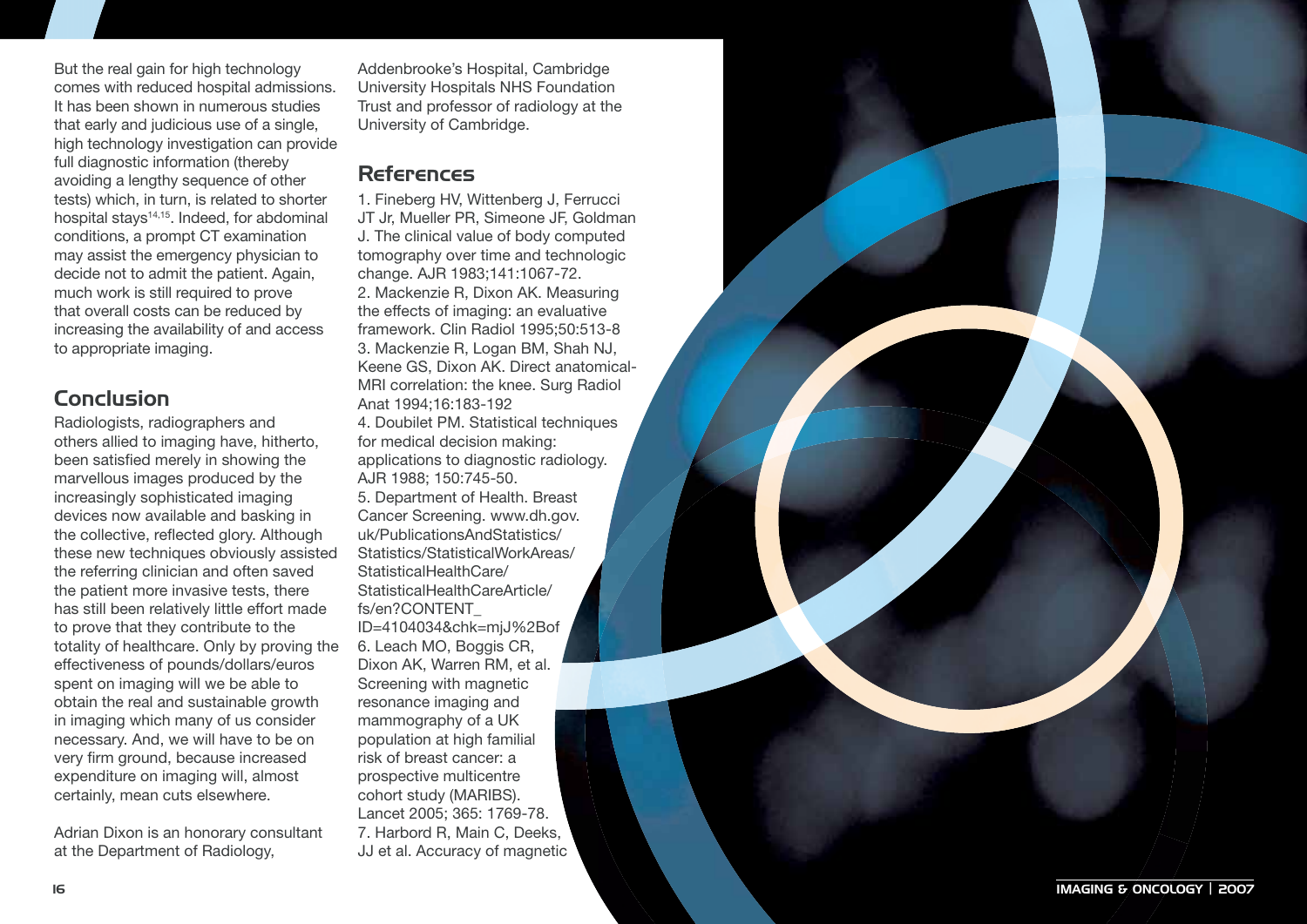But the real gain for high technology comes with reduced hospital admissions. It has been shown in numerous studies that early and judicious use of a single, high technology investigation can provide full diagnostic information (thereby avoiding a lengthy sequence of other tests) which, in turn, is related to shorter hospital stays[14,15]. Indeed, for abdominal conditions, a prompt CT examination may assist the emergency physician to decide not to admit the patient. Again, much work is still required to prove that overall costs can be reduced by increasing the availability of and access to appropriate imaging.

## Conclusion

Radiologists, radiographers and others allied to imaging have, hitherto, been satisfied merely in showing the marvellous images produced by the increasingly sophisticated imaging devices now available and basking in the collective, reflected glory. Although these new techniques obviously assisted the referring clinician and often saved the patient more invasive tests, there has still been relatively little effort made to prove that they contribute to the totality of healthcare. Only by proving the effectiveness of pounds/dollars/euros spent on imaging will we be able to obtain the real and sustainable growth in imaging which many of us consider necessary. And, we will have to be on very firm ground, because increased expenditure on imaging will, almost certainly, mean cuts elsewhere.

Adrian Dixon is an honorary consultant at the Department of Radiology, Addenbrooke's Hospital, Cambridge University Hospitals NHS Foundation Trust and professor of radiology at the University of Cambridge.

## References

1. Fineberg HV, Wittenberg J, Ferrucci JT Jr, Mueller PR, Simeone JF, Goldman J. The clinical value of body computed tomography over time and technologic change. AJR 1983;141:1067-72.
2. Mackenzie R, Dixon AK. Measuring the effects of imaging: an evaluative framework. Clin Radiol 1995;50:513-8
3. Mackenzie R, Logan BM, Shah NJ, Keene GS, Dixon AK. Direct anatomical-MRI correlation: the knee. Surg Radiol Anat 1994;16:183-192
4. Doubilet PM. Statistical techniques for medical decision making: applications to diagnostic radiology. AJR 1988; 150:745-50.
5. Department of Health. Breast Cancer Screening. www.dh.gov.uk/PublicationsAndStatistics/Statistics/StatisticalWorkAreas/StatisticalHealthCare/StatisticalHealthCareArticle/fs/en?CONTENT_ID=4104034&chk=mjJ%2Bof
6. Leach MO, Boggis CR, Dixon AK, Warren RM, et al. Screening with magnetic resonance imaging and mammography of a UK population at high familial risk of breast cancer: a prospective multicentre cohort study (MARIBS). Lancet 2005; 365: 1769-78.
7. Harbord R, Main C, Deeks, JJ et al. Accuracy of magnetic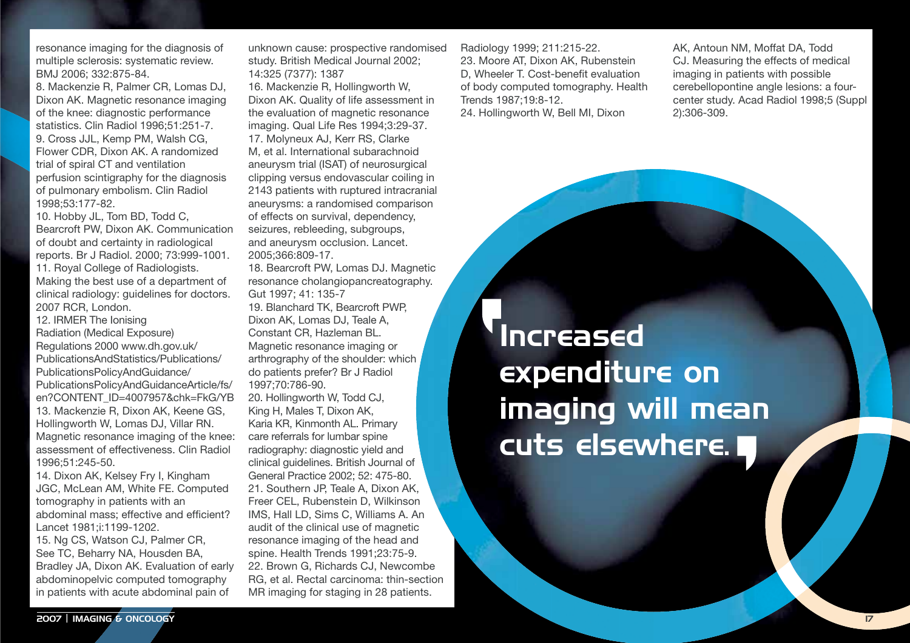resonance imaging for the diagnosis of multiple sclerosis: systematic review. BMJ 2006; 332:875-84.

8. Mackenzie R, Palmer CR, Lomas DJ, Dixon AK. Magnetic resonance imaging of the knee: diagnostic performance statistics. Clin Radiol 1996;51:251-7.

9. Cross JJL, Kemp PM, Walsh CG, Flower CDR, Dixon AK. A randomized trial of spiral CT and ventilation perfusion scintigraphy for the diagnosis of pulmonary embolism. Clin Radiol 1998;53:177-82.

10. Hobby JL, Tom BD, Todd C, Bearcroft PW, Dixon AK. Communication of doubt and certainty in radiological reports. Br J Radiol. 2000; 73:999-1001.

11. Royal College of Radiologists. Making the best use of a department of clinical radiology: guidelines for doctors. 2007 RCR, London.

12. IRMER The Ionising Radiation (Medical Exposure) Regulations 2000 www.dh.gov.uk/PublicationsAndStatistics/Publications/PublicationsPolicyAndGuidance/PublicationsPolicyAndGuidanceArticle/fs/en?CONTENT_ID=4007957&chk=FkG/YB

13. Mackenzie R, Dixon AK, Keene GS, Hollingworth W, Lomas DJ, Villar RN. Magnetic resonance imaging of the knee: assessment of effectiveness. Clin Radiol 1996;51:245-50.

14. Dixon AK, Kelsey Fry I, Kingham JGC, McLean AM, White FE. Computed tomography in patients with an abdominal mass; effective and efficient? Lancet 1981;i:1199-1202.

15. Ng CS, Watson CJ, Palmer CR, See TC, Beharry NA, Housden BA, Bradley JA, Dixon AK. Evaluation of early abdominopelvic computed tomography in patients with acute abdominal pain of unknown cause: prospective randomised study. British Medical Journal 2002; 14:325 (7377): 1387

16. Mackenzie R, Hollingworth W, Dixon AK. Quality of life assessment in the evaluation of magnetic resonance imaging. Qual Life Res 1994;3:29-37.

17. Molyneux AJ, Kerr RS, Clarke M, et al. International subarachnoid aneurysm trial (ISAT) of neurosurgical clipping versus endovascular coiling in 2143 patients with ruptured intracranial aneurysms: a randomised comparison of effects on survival, dependency, seizures, rebleeding, subgroups, and aneurysm occlusion. Lancet. 2005;366:809-17.

18. Bearcroft PW, Lomas DJ. Magnetic resonance cholangiopancreatography. Gut 1997; 41: 135-7

19. Blanchard TK, Bearcroft PWP, Dixon AK, Lomas DJ, Teale A, Constant CR, Hazleman BL. Magnetic resonance imaging or arthrography of the shoulder: which do patients prefer? Br J Radiol 1997;70:786-90.

20. Hollingworth W, Todd CJ, King H, Males T, Dixon AK, Karia KR, Kinmonth AL. Primary care referrals for lumbar spine radiography: diagnostic yield and clinical guidelines. British Journal of General Practice 2002; 52: 475-80.

21. Southern JP, Teale A, Dixon AK, Freer CEL, Rubenstein D, Wilkinson IMS, Hall LD, Sims C, Williams A. An audit of the clinical use of magnetic resonance imaging of the head and spine. Health Trends 1991;23:75-9.

22. Brown G, Richards CJ, Newcombe RG, et al. Rectal carcinoma: thin-section MR imaging for staging in 28 patients. Radiology 1999; 211:215-22.

23. Moore AT, Dixon AK, Rubenstein D, Wheeler T. Cost-benefit evaluation of body computed tomography. Health Trends 1987;19:8-12.

24. Hollingworth W, Bell MI, Dixon AK, Antoun NM, Moffat DA, Todd CJ. Measuring the effects of medical imaging in patients with possible cerebellopontine angle lesions: a four-center study. Acad Radiol 1998;5 (Suppl 2):306-309.

> Increased expenditure on imaging will mean cuts elsewhere.